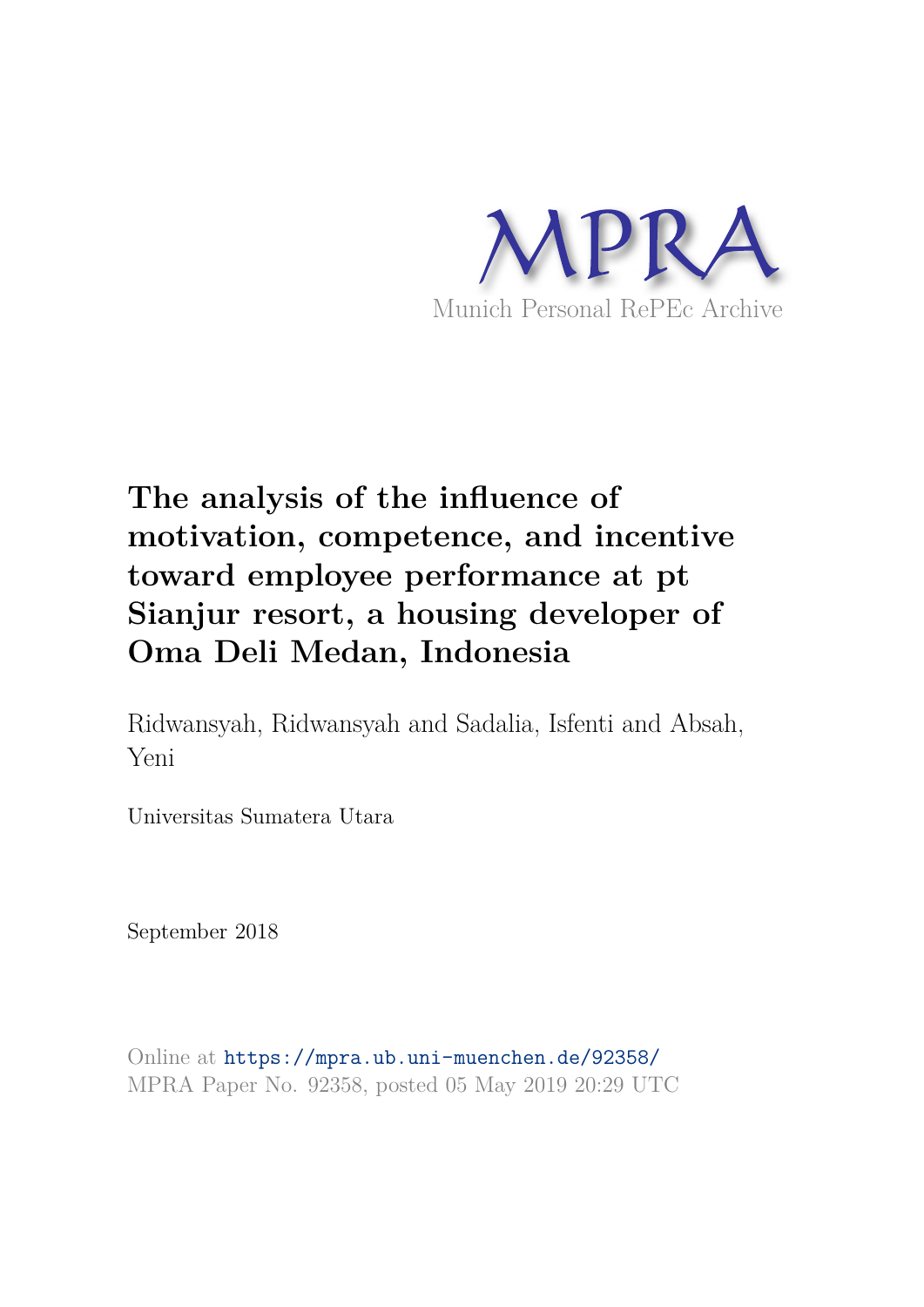MPRA

Munich Personal RePEc Archive

# The analysis of the influence of motivation, competence, and incentive toward employee performance at pt Sianjur resort, a housing developer of Oma Deli Medan, Indonesia

Ridwansyah, Ridwansyah and Sadalia, Isfenti and Absah, Yeni

Universitas Sumatera Utara

September 2018

Online at https://mpra.ub.uni-muenchen.de/92358/
MPRA Paper No. 92358, posted 05 May 2019 20:29 UTC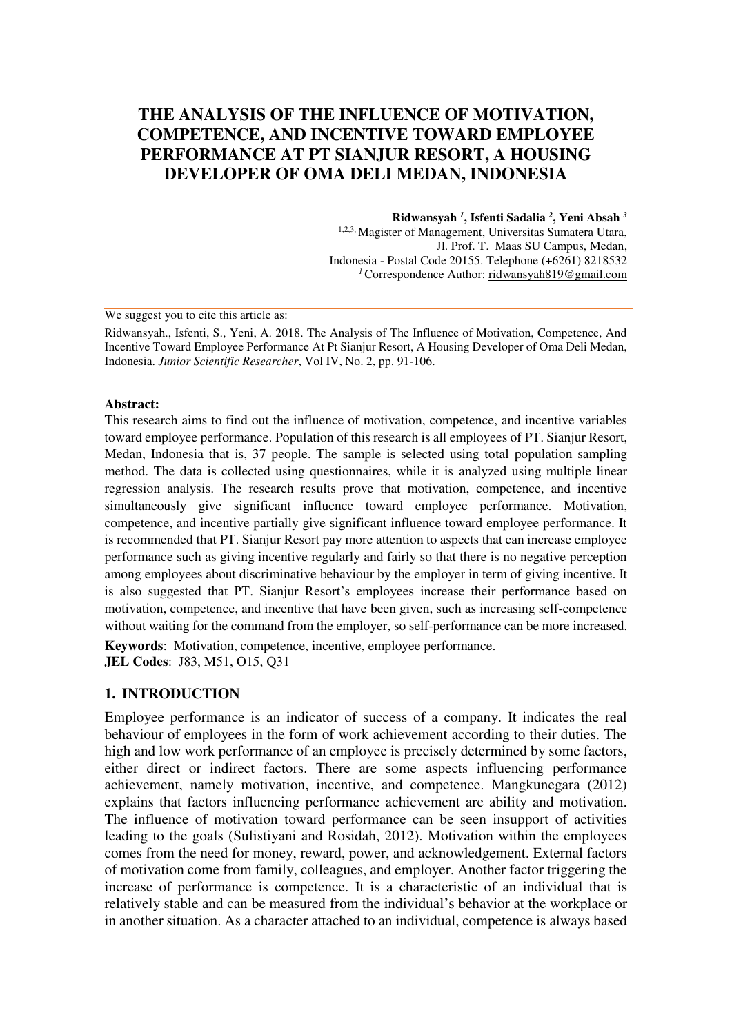# THE ANALYSIS OF THE INFLUENCE OF MOTIVATION, COMPETENCE, AND INCENTIVE TOWARD EMPLOYEE PERFORMANCE AT PT SIANJUR RESORT, A HOUSING DEVELOPER OF OMA DELI MEDAN, INDONESIA

**Ridwansyah [1], Isfenti Sadalia [2], Yeni Absah [3]**

[1,2,3] Magister of Management, Universitas Sumatera Utara,
Jl. Prof. T. Maas SU Campus, Medan,
Indonesia - Postal Code 20155. Telephone (+6261) 8218532
[1] Correspondence Author: ridwansyah819@gmail.com

We suggest you to cite this article as:

Ridwansyah., Isfenti, S., Yeni, A. 2018. The Analysis of The Influence of Motivation, Competence, And Incentive Toward Employee Performance At Pt Sianjur Resort, A Housing Developer of Oma Deli Medan, Indonesia. *Junior Scientific Researcher*, Vol IV, No. 2, pp. 91-106.

**Abstract:**

This research aims to find out the influence of motivation, competence, and incentive variables toward employee performance. Population of this research is all employees of PT. Sianjur Resort, Medan, Indonesia that is, 37 people. The sample is selected using total population sampling method. The data is collected using questionnaires, while it is analyzed using multiple linear regression analysis. The research results prove that motivation, competence, and incentive simultaneously give significant influence toward employee performance. Motivation, competence, and incentive partially give significant influence toward employee performance. It is recommended that PT. Sianjur Resort pay more attention to aspects that can increase employee performance such as giving incentive regularly and fairly so that there is no negative perception among employees about discriminative behaviour by the employer in term of giving incentive. It is also suggested that PT. Sianjur Resort's employees increase their performance based on motivation, competence, and incentive that have been given, such as increasing self-competence without waiting for the command from the employer, so self-performance can be more increased.

**Keywords**: Motivation, competence, incentive, employee performance.
**JEL Codes**: J83, M51, O15, Q31

## 1. INTRODUCTION

Employee performance is an indicator of success of a company. It indicates the real behaviour of employees in the form of work achievement according to their duties. The high and low work performance of an employee is precisely determined by some factors, either direct or indirect factors. There are some aspects influencing performance achievement, namely motivation, incentive, and competence. Mangkunegara (2012) explains that factors influencing performance achievement are ability and motivation. The influence of motivation toward performance can be seen insupport of activities leading to the goals (Sulistiyani and Rosidah, 2012). Motivation within the employees comes from the need for money, reward, power, and acknowledgement. External factors of motivation come from family, colleagues, and employer. Another factor triggering the increase of performance is competence. It is a characteristic of an individual that is relatively stable and can be measured from the individual's behavior at the workplace or in another situation. As a character attached to an individual, competence is always based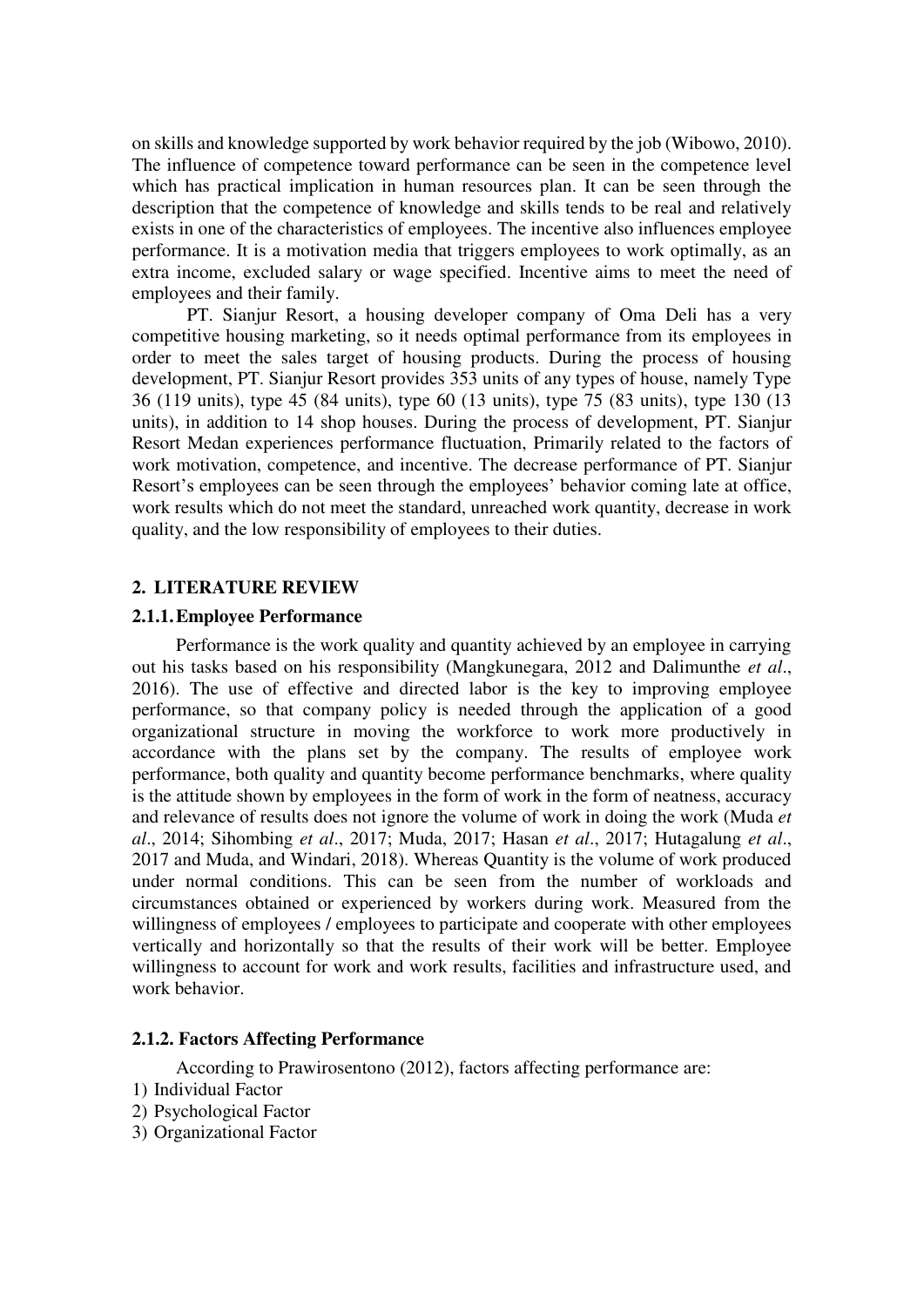on skills and knowledge supported by work behavior required by the job (Wibowo, 2010). The influence of competence toward performance can be seen in the competence level which has practical implication in human resources plan. It can be seen through the description that the competence of knowledge and skills tends to be real and relatively exists in one of the characteristics of employees. The incentive also influences employee performance. It is a motivation media that triggers employees to work optimally, as an extra income, excluded salary or wage specified. Incentive aims to meet the need of employees and their family.

PT. Sianjur Resort, a housing developer company of Oma Deli has a very competitive housing marketing, so it needs optimal performance from its employees in order to meet the sales target of housing products. During the process of housing development, PT. Sianjur Resort provides 353 units of any types of house, namely Type 36 (119 units), type 45 (84 units), type 60 (13 units), type 75 (83 units), type 130 (13 units), in addition to 14 shop houses. During the process of development, PT. Sianjur Resort Medan experiences performance fluctuation, Primarily related to the factors of work motivation, competence, and incentive. The decrease performance of PT. Sianjur Resort's employees can be seen through the employees' behavior coming late at office, work results which do not meet the standard, unreached work quantity, decrease in work quality, and the low responsibility of employees to their duties.

## 2. LITERATURE REVIEW

### 2.1.1. Employee Performance

Performance is the work quality and quantity achieved by an employee in carrying out his tasks based on his responsibility (Mangkunegara, 2012 and Dalimunthe *et al*., 2016). The use of effective and directed labor is the key to improving employee performance, so that company policy is needed through the application of a good organizational structure in moving the workforce to work more productively in accordance with the plans set by the company. The results of employee work performance, both quality and quantity become performance benchmarks, where quality is the attitude shown by employees in the form of work in the form of neatness, accuracy and relevance of results does not ignore the volume of work in doing the work (Muda *et al*., 2014; Sihombing *et al*., 2017; Muda, 2017; Hasan *et al*., 2017; Hutagalung *et al*., 2017 and Muda, and Windari, 2018). Whereas Quantity is the volume of work produced under normal conditions. This can be seen from the number of workloads and circumstances obtained or experienced by workers during work. Measured from the willingness of employees / employees to participate and cooperate with other employees vertically and horizontally so that the results of their work will be better. Employee willingness to account for work and work results, facilities and infrastructure used, and work behavior.

### 2.1.2. Factors Affecting Performance

According to Prawirosentono (2012), factors affecting performance are:

1) Individual Factor
2) Psychological Factor
3) Organizational Factor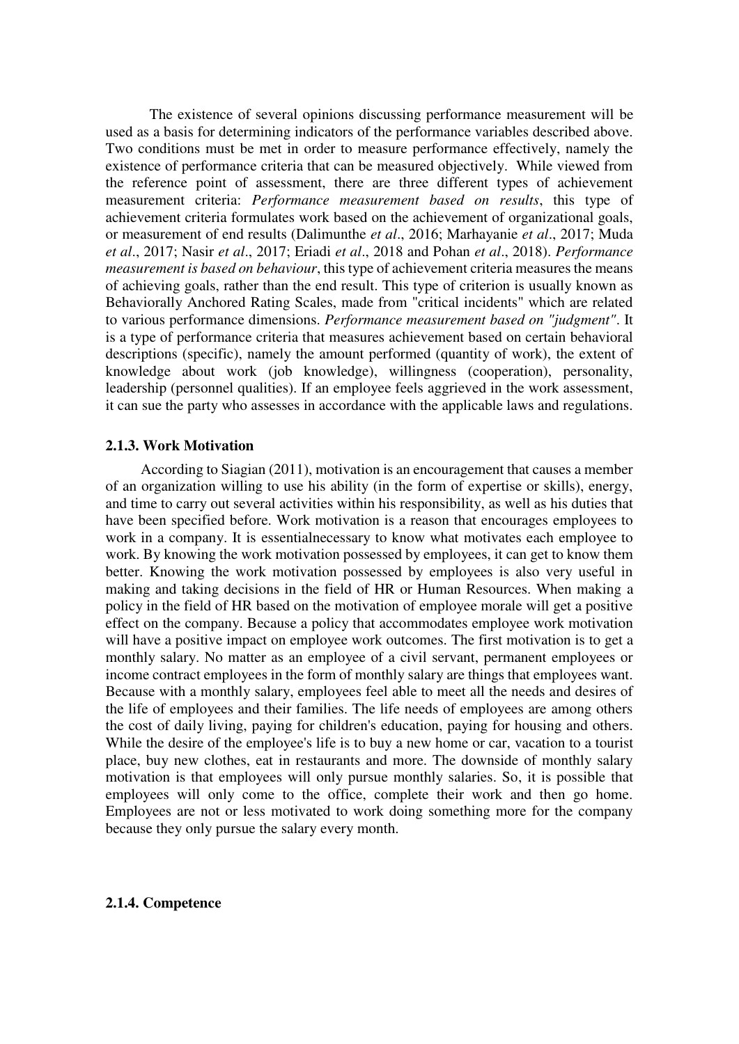The existence of several opinions discussing performance measurement will be used as a basis for determining indicators of the performance variables described above. Two conditions must be met in order to measure performance effectively, namely the existence of performance criteria that can be measured objectively. While viewed from the reference point of assessment, there are three different types of achievement measurement criteria: *Performance measurement based on results*, this type of achievement criteria formulates work based on the achievement of organizational goals, or measurement of end results (Dalimunthe *et al*., 2016; Marhayanie *et al*., 2017; Muda *et al*., 2017; Nasir *et al*., 2017; Eriadi *et al*., 2018 and Pohan *et al*., 2018). *Performance measurement is based on behaviour*, this type of achievement criteria measures the means of achieving goals, rather than the end result. This type of criterion is usually known as Behaviorally Anchored Rating Scales, made from "critical incidents" which are related to various performance dimensions. *Performance measurement based on "judgment"*. It is a type of performance criteria that measures achievement based on certain behavioral descriptions (specific), namely the amount performed (quantity of work), the extent of knowledge about work (job knowledge), willingness (cooperation), personality, leadership (personnel qualities). If an employee feels aggrieved in the work assessment, it can sue the party who assesses in accordance with the applicable laws and regulations.

### 2.1.3. Work Motivation

According to Siagian (2011), motivation is an encouragement that causes a member of an organization willing to use his ability (in the form of expertise or skills), energy, and time to carry out several activities within his responsibility, as well as his duties that have been specified before. Work motivation is a reason that encourages employees to work in a company. It is essentialnecessary to know what motivates each employee to work. By knowing the work motivation possessed by employees, it can get to know them better. Knowing the work motivation possessed by employees is also very useful in making and taking decisions in the field of HR or Human Resources. When making a policy in the field of HR based on the motivation of employee morale will get a positive effect on the company. Because a policy that accommodates employee work motivation will have a positive impact on employee work outcomes. The first motivation is to get a monthly salary. No matter as an employee of a civil servant, permanent employees or income contract employees in the form of monthly salary are things that employees want. Because with a monthly salary, employees feel able to meet all the needs and desires of the life of employees and their families. The life needs of employees are among others the cost of daily living, paying for children's education, paying for housing and others. While the desire of the employee's life is to buy a new home or car, vacation to a tourist place, buy new clothes, eat in restaurants and more. The downside of monthly salary motivation is that employees will only pursue monthly salaries. So, it is possible that employees will only come to the office, complete their work and then go home. Employees are not or less motivated to work doing something more for the company because they only pursue the salary every month.

### 2.1.4. Competence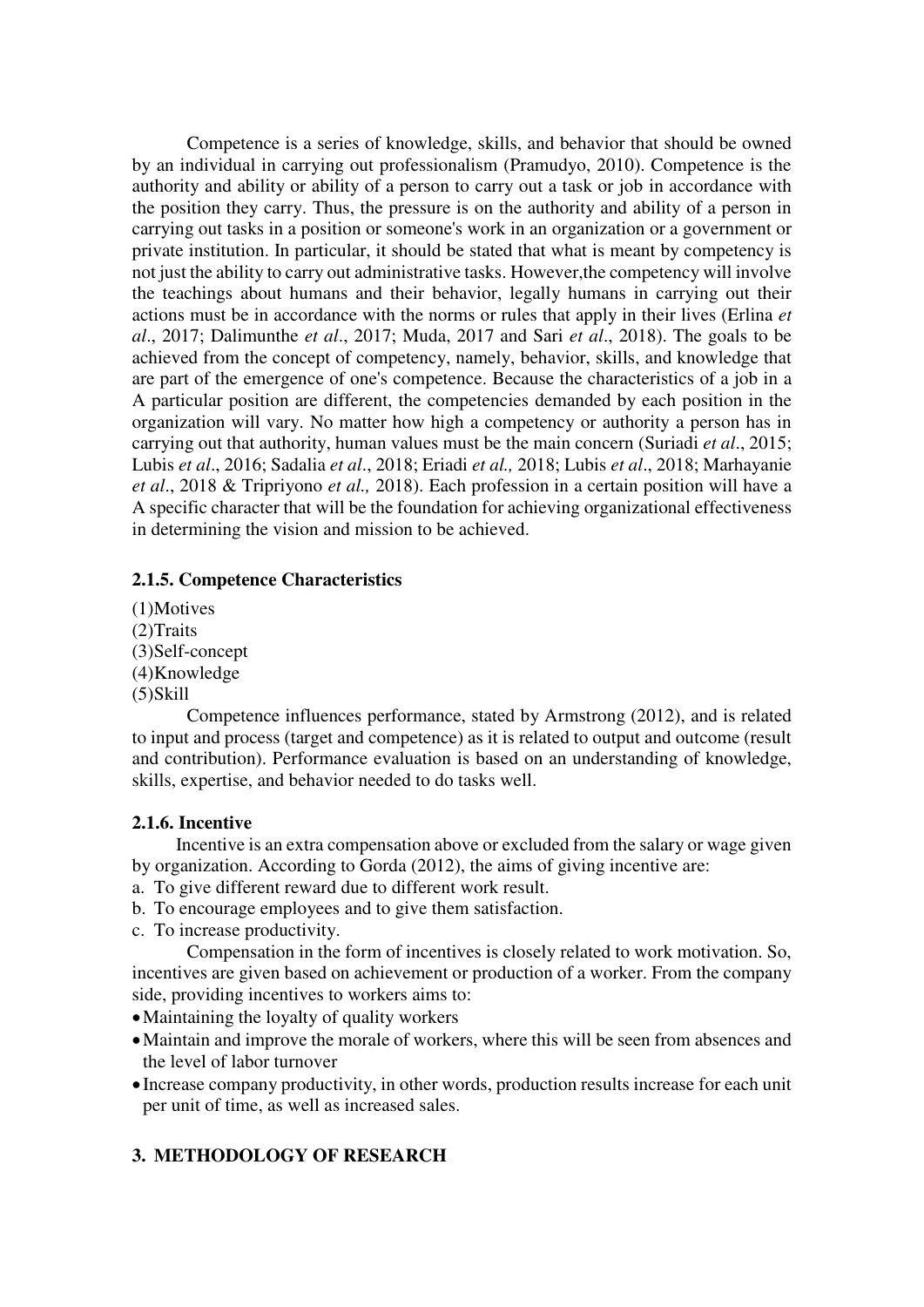Competence is a series of knowledge, skills, and behavior that should be owned by an individual in carrying out professionalism (Pramudyo, 2010). Competence is the authority and ability or ability of a person to carry out a task or job in accordance with the position they carry. Thus, the pressure is on the authority and ability of a person in carrying out tasks in a position or someone's work in an organization or a government or private institution. In particular, it should be stated that what is meant by competency is not just the ability to carry out administrative tasks. However,the competency will involve the teachings about humans and their behavior, legally humans in carrying out their actions must be in accordance with the norms or rules that apply in their lives (Erlina *et al*., 2017; Dalimunthe *et al*., 2017; Muda, 2017 and Sari *et al*., 2018). The goals to be achieved from the concept of competency, namely, behavior, skills, and knowledge that are part of the emergence of one's competence. Because the characteristics of a job in a A particular position are different, the competencies demanded by each position in the organization will vary. No matter how high a competency or authority a person has in carrying out that authority, human values must be the main concern (Suriadi *et al*., 2015; Lubis *et al*., 2016; Sadalia *et al*., 2018; Eriadi *et al.,* 2018; Lubis *et al*., 2018; Marhayanie *et al*., 2018 & Tripriyono *et al.,* 2018). Each profession in a certain position will have a A specific character that will be the foundation for achieving organizational effectiveness in determining the vision and mission to be achieved.

### 2.1.5. Competence Characteristics

(1)Motives
(2)Traits
(3)Self-concept
(4)Knowledge
(5)Skill

Competence influences performance, stated by Armstrong (2012), and is related to input and process (target and competence) as it is related to output and outcome (result and contribution). Performance evaluation is based on an understanding of knowledge, skills, expertise, and behavior needed to do tasks well.

### 2.1.6. Incentive

Incentive is an extra compensation above or excluded from the salary or wage given by organization. According to Gorda (2012), the aims of giving incentive are:

a. To give different reward due to different work result.
b. To encourage employees and to give them satisfaction.
c. To increase productivity.

Compensation in the form of incentives is closely related to work motivation. So, incentives are given based on achievement or production of a worker. From the company side, providing incentives to workers aims to:

- Maintaining the loyalty of quality workers
- Maintain and improve the morale of workers, where this will be seen from absences and the level of labor turnover
- Increase company productivity, in other words, production results increase for each unit per unit of time, as well as increased sales.

## 3. METHODOLOGY OF RESEARCH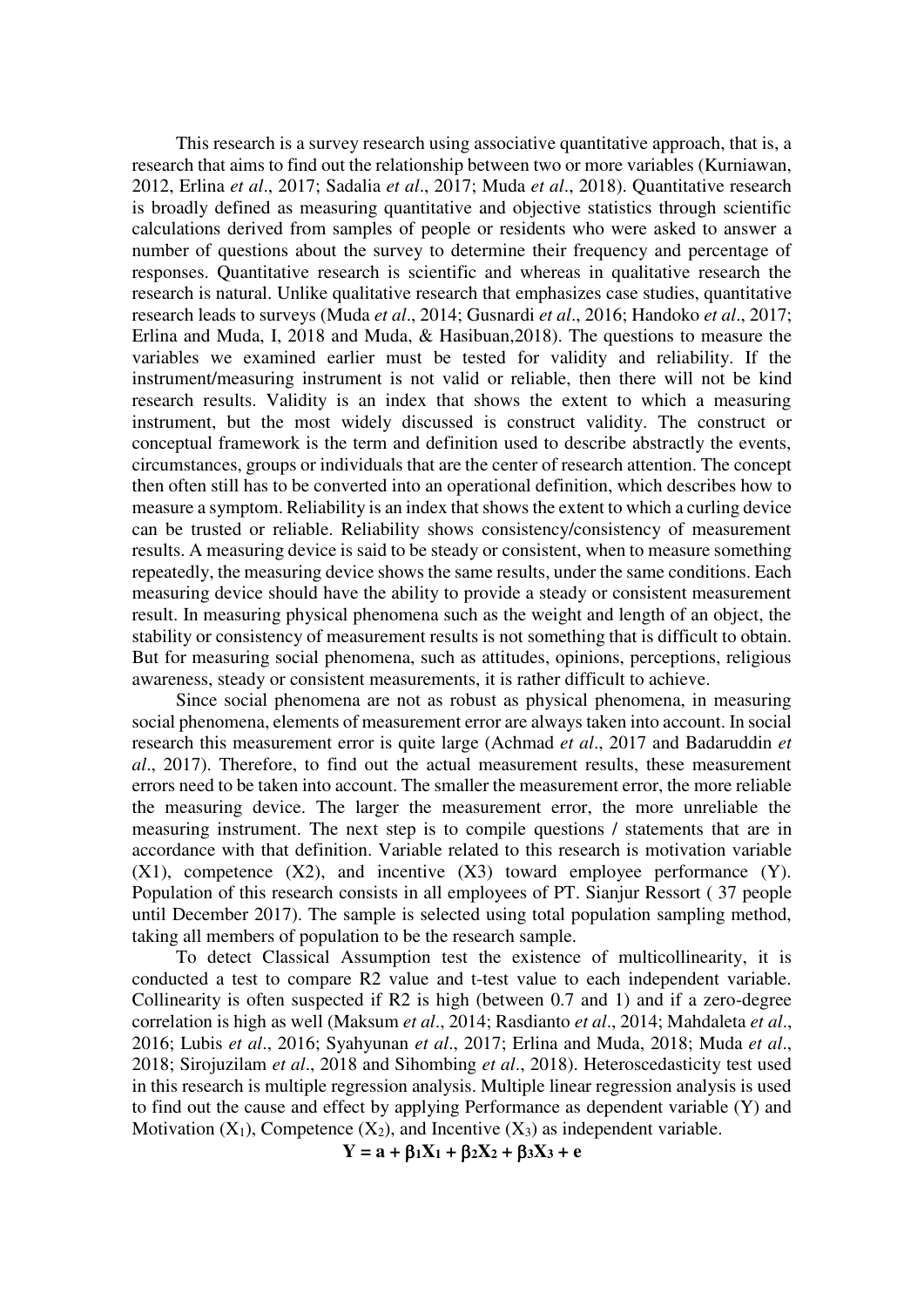This research is a survey research using associative quantitative approach, that is, a research that aims to find out the relationship between two or more variables (Kurniawan, 2012, Erlina *et al*., 2017; Sadalia *et al*., 2017; Muda *et al*., 2018). Quantitative research is broadly defined as measuring quantitative and objective statistics through scientific calculations derived from samples of people or residents who were asked to answer a number of questions about the survey to determine their frequency and percentage of responses. Quantitative research is scientific and whereas in qualitative research the research is natural. Unlike qualitative research that emphasizes case studies, quantitative research leads to surveys (Muda *et al*., 2014; Gusnardi *et al*., 2016; Handoko *et al*., 2017; Erlina and Muda, I, 2018 and Muda, & Hasibuan,2018). The questions to measure the variables we examined earlier must be tested for validity and reliability. If the instrument/measuring instrument is not valid or reliable, then there will not be kind research results. Validity is an index that shows the extent to which a measuring instrument, but the most widely discussed is construct validity. The construct or conceptual framework is the term and definition used to describe abstractly the events, circumstances, groups or individuals that are the center of research attention. The concept then often still has to be converted into an operational definition, which describes how to measure a symptom. Reliability is an index that shows the extent to which a curling device can be trusted or reliable. Reliability shows consistency/consistency of measurement results. A measuring device is said to be steady or consistent, when to measure something repeatedly, the measuring device shows the same results, under the same conditions. Each measuring device should have the ability to provide a steady or consistent measurement result. In measuring physical phenomena such as the weight and length of an object, the stability or consistency of measurement results is not something that is difficult to obtain. But for measuring social phenomena, such as attitudes, opinions, perceptions, religious awareness, steady or consistent measurements, it is rather difficult to achieve.

Since social phenomena are not as robust as physical phenomena, in measuring social phenomena, elements of measurement error are always taken into account. In social research this measurement error is quite large (Achmad *et al*., 2017 and Badaruddin *et al*., 2017). Therefore, to find out the actual measurement results, these measurement errors need to be taken into account. The smaller the measurement error, the more reliable the measuring device. The larger the measurement error, the more unreliable the measuring instrument. The next step is to compile questions / statements that are in accordance with that definition. Variable related to this research is motivation variable (X1), competence (X2), and incentive (X3) toward employee performance (Y). Population of this research consists in all employees of PT. Sianjur Ressort ( 37 people until December 2017). The sample is selected using total population sampling method, taking all members of population to be the research sample.

To detect Classical Assumption test the existence of multicollinearity, it is conducted a test to compare R2 value and t-test value to each independent variable. Collinearity is often suspected if R2 is high (between 0.7 and 1) and if a zero-degree correlation is high as well (Maksum *et al*., 2014; Rasdianto *et al*., 2014; Mahdaleta *et al*., 2016; Lubis *et al*., 2016; Syahyunan *et al*., 2017; Erlina and Muda, 2018; Muda *et al*., 2018; Sirojuzilam *et al*., 2018 and Sihombing *et al*., 2018). Heteroscedasticity test used in this research is multiple regression analysis. Multiple linear regression analysis is used to find out the cause and effect by applying Performance as dependent variable (Y) and Motivation ($X_1$), Competence ($X_2$), and Incentive ($X_3$) as independent variable.

$$\mathbf{Y = a + \beta_1 X_1 + \beta_2 X_2 + \beta_3 X_3 + e}$$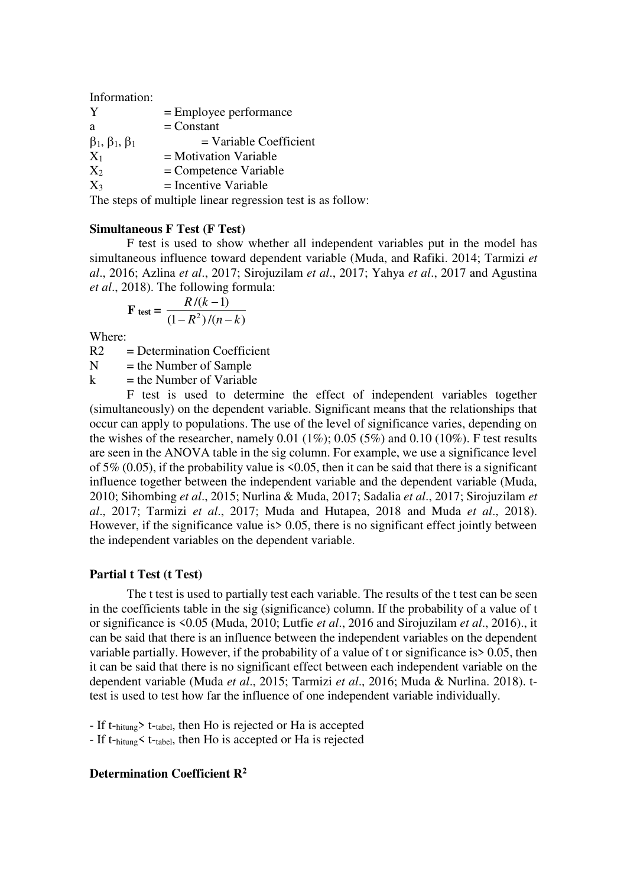Information:

Y = Employee performance
a = Constant
$\beta_1$, $\beta_1$, $\beta_1$ = Variable Coefficient
$X_1$ = Motivation Variable
$X_2$ = Competence Variable
$X_3$ = Incentive Variable

The steps of multiple linear regression test is as follow:

**Simultaneous F Test (F Test)**

F test is used to show whether all independent variables put in the model has simultaneous influence toward dependent variable (Muda, and Rafiki. 2014; Tarmizi *et al*., 2016; Azlina *et al*., 2017; Sirojuzilam *et al*., 2017; Yahya *et al*., 2017 and Agustina *et al*., 2018). The following formula:

$$\mathbf{F}_{\text{test}} = \frac{R/(k-1)}{(1-R^2)/(n-k)}$$

Where:

R2 = Determination Coefficient
N = the Number of Sample
k = the Number of Variable

F test is used to determine the effect of independent variables together (simultaneously) on the dependent variable. Significant means that the relationships that occur can apply to populations. The use of the level of significance varies, depending on the wishes of the researcher, namely 0.01 (1%); 0.05 (5%) and 0.10 (10%). F test results are seen in the ANOVA table in the sig column. For example, we use a significance level of 5% (0.05), if the probability value is <0.05, then it can be said that there is a significant influence together between the independent variable and the dependent variable (Muda, 2010; Sihombing *et al*., 2015; Nurlina & Muda, 2017; Sadalia *et al*., 2017; Sirojuzilam *et al*., 2017; Tarmizi *et al*., 2017; Muda and Hutapea, 2018 and Muda *et al*., 2018). However, if the significance value is> 0.05, there is no significant effect jointly between the independent variables on the dependent variable.

**Partial t Test (t Test)**

The t test is used to partially test each variable. The results of the t test can be seen in the coefficients table in the sig (significance) column. If the probability of a value of t or significance is <0.05 (Muda, 2010; Lutfie *et al*., 2016 and Sirojuzilam *et al*., 2016)., it can be said that there is an influence between the independent variables on the dependent variable partially. However, if the probability of a value of t or significance is> 0.05, then it can be said that there is no significant effect between each independent variable on the dependent variable (Muda *et al*., 2015; Tarmizi *et al*., 2016; Muda & Nurlina. 2018). t-test is used to test how far the influence of one independent variable individually.

- If $t_{hitung} > t_{tabel}$, then Ho is rejected or Ha is accepted
- If $t_{hitung} < t_{tabel}$, then Ho is accepted or Ha is rejected

**Determination Coefficient $R^2$**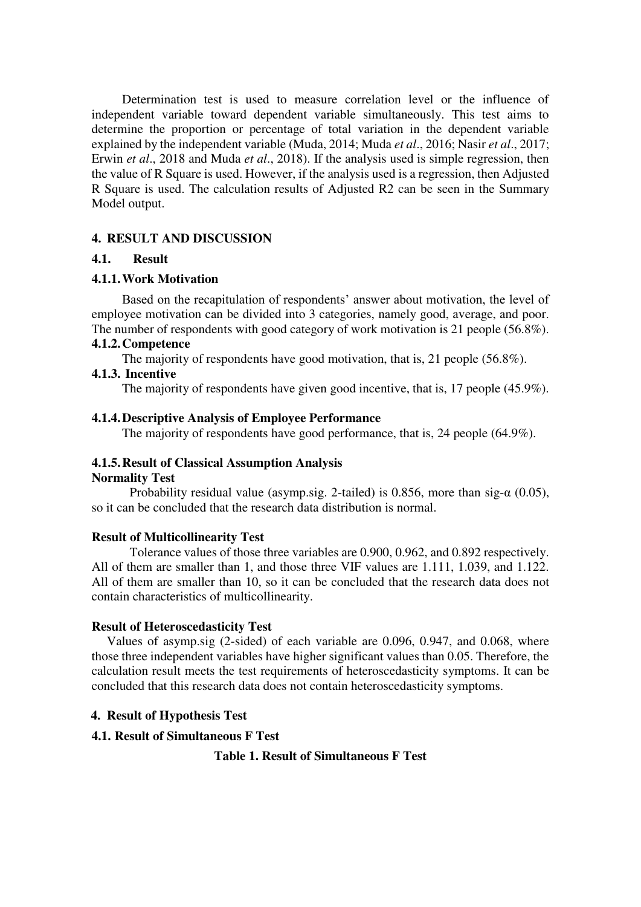Determination test is used to measure correlation level or the influence of independent variable toward dependent variable simultaneously. This test aims to determine the proportion or percentage of total variation in the dependent variable explained by the independent variable (Muda, 2014; Muda *et al*., 2016; Nasir *et al*., 2017; Erwin *et al*., 2018 and Muda *et al*., 2018). If the analysis used is simple regression, then the value of R Square is used. However, if the analysis used is a regression, then Adjusted R Square is used. The calculation results of Adjusted R2 can be seen in the Summary Model output.

## 4. RESULT AND DISCUSSION

### 4.1. Result

#### 4.1.1. Work Motivation

Based on the recapitulation of respondents' answer about motivation, the level of employee motivation can be divided into 3 categories, namely good, average, and poor. The number of respondents with good category of work motivation is 21 people (56.8%).

#### 4.1.2. Competence

The majority of respondents have good motivation, that is, 21 people (56.8%).

#### 4.1.3. Incentive

The majority of respondents have given good incentive, that is, 17 people (45.9%).

#### 4.1.4. Descriptive Analysis of Employee Performance

The majority of respondents have good performance, that is, 24 people (64.9%).

#### 4.1.5. Result of Classical Assumption Analysis

**Normality Test**

Probability residual value (asymp.sig. 2-tailed) is 0.856, more than sig-α (0.05), so it can be concluded that the research data distribution is normal.

**Result of Multicollinearity Test**

Tolerance values of those three variables are 0.900, 0.962, and 0.892 respectively. All of them are smaller than 1, and those three VIF values are 1.111, 1.039, and 1.122. All of them are smaller than 10, so it can be concluded that the research data does not contain characteristics of multicollinearity.

**Result of Heteroscedasticity Test**

Values of asymp.sig (2-sided) of each variable are 0.096, 0.947, and 0.068, where those three independent variables have higher significant values than 0.05. Therefore, the calculation result meets the test requirements of heteroscedasticity symptoms. It can be concluded that this research data does not contain heteroscedasticity symptoms.

## 4. Result of Hypothesis Test

### 4.1. Result of Simultaneous F Test

**Table 1. Result of Simultaneous F Test**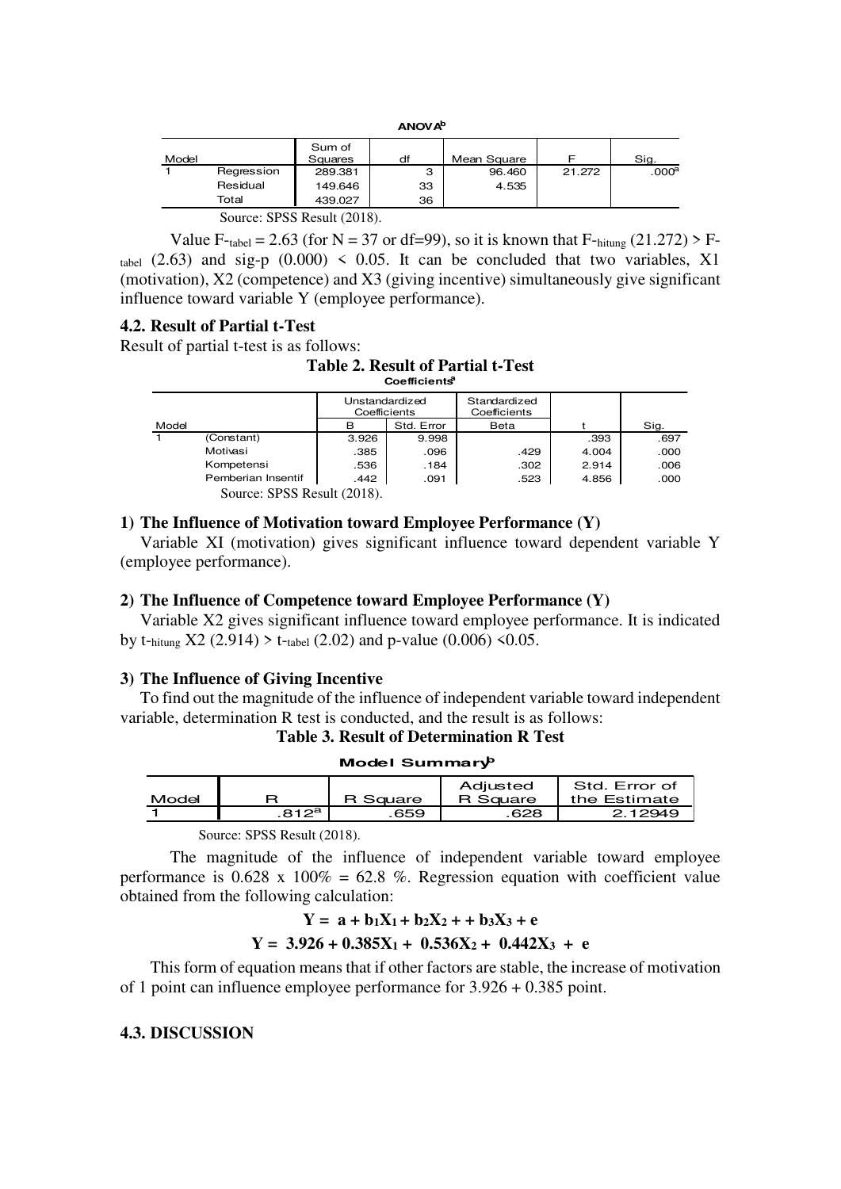**ANOVA**[b]

| Model | | Sum of Squares | df | Mean Square | F | Sig. |
|---|---|---|---|---|---|---|
| 1 | Regression | 289.381 | 3 | 96.460 | 21.272 | .000[a] |
| | Residual | 149.646 | 33 | 4.535 | | |
| | Total | 439.027 | 36 | | | |

Source: SPSS Result (2018).

Value $F_{tabel}$ = 2.63 (for N = 37 or df=99), so it is known that $F_{hitung}$ (21.272) > $F_{tabel}$ (2.63) and sig-p (0.000) < 0.05. It can be concluded that two variables, X1 (motivation), X2 (competence) and X3 (giving incentive) simultaneously give significant influence toward variable Y (employee performance).

### 4.2. Result of Partial t-Test

Result of partial t-test is as follows:

**Table 2. Result of Partial t-Test**

**Coefficients**[a]

| Model | | Unstandardized Coefficients | | Standardized Coefficients | t | Sig. |
|---|---|---|---|---|---|---|
| | | B | Std. Error | Beta | | |
| 1 | (Constant) | 3.926 | 9.998 | | .393 | .697 |
| | Motivasi | .385 | .096 | .429 | 4.004 | .000 |
| | Kompetensi | .536 | .184 | .302 | 2.914 | .006 |
| | Pemberian Insentif | .442 | .091 | .523 | 4.856 | .000 |

Source: SPSS Result (2018).

**1) The Influence of Motivation toward Employee Performance (Y)**

Variable XI (motivation) gives significant influence toward dependent variable Y (employee performance).

**2) The Influence of Competence toward Employee Performance (Y)**

Variable X2 gives significant influence toward employee performance. It is indicated by $t_{hitung}$ X2 (2.914) > $t_{tabel}$ (2.02) and p-value (0.006) <0.05.

**3) The Influence of Giving Incentive**

To find out the magnitude of the influence of independent variable toward independent variable, determination R test is conducted, and the result is as follows:

**Table 3. Result of Determination R Test**

**Model Summary**[b]

| Model | R | R Square | Adjusted R Square | Std. Error of the Estimate |
|---|---|---|---|---|
| 1 | .812[a] | .659 | .628 | 2.12949 |

Source: SPSS Result (2018).

The magnitude of the influence of independent variable toward employee performance is 0.628 x 100% = 62.8 %. Regression equation with coefficient value obtained from the following calculation:

$$Y = a + b_1X_1 + b_2X_2 + + b_3X_3 + e$$

$$Y = 3.926 + 0.385X_1 + 0.536X_2 + 0.442X_3 + e$$

This form of equation means that if other factors are stable, the increase of motivation of 1 point can influence employee performance for 3.926 + 0.385 point.

### 4.3. DISCUSSION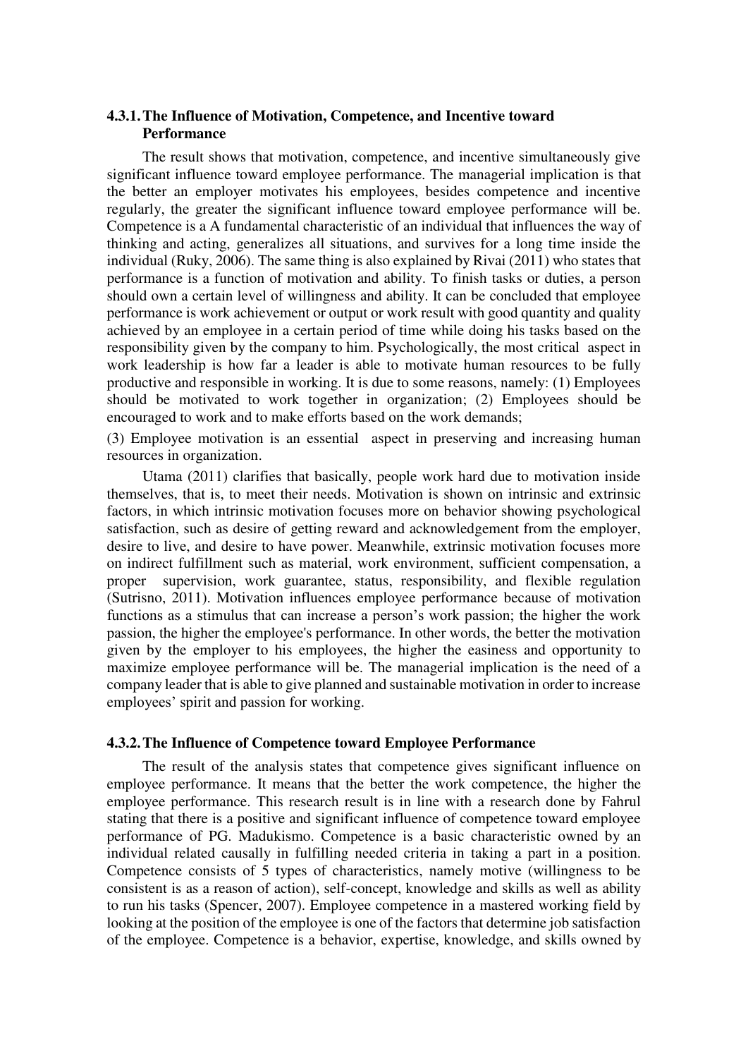### 4.3.1. The Influence of Motivation, Competence, and Incentive toward Performance

The result shows that motivation, competence, and incentive simultaneously give significant influence toward employee performance. The managerial implication is that the better an employer motivates his employees, besides competence and incentive regularly, the greater the significant influence toward employee performance will be. Competence is a A fundamental characteristic of an individual that influences the way of thinking and acting, generalizes all situations, and survives for a long time inside the individual (Ruky, 2006). The same thing is also explained by Rivai (2011) who states that performance is a function of motivation and ability. To finish tasks or duties, a person should own a certain level of willingness and ability. It can be concluded that employee performance is work achievement or output or work result with good quantity and quality achieved by an employee in a certain period of time while doing his tasks based on the responsibility given by the company to him. Psychologically, the most critical aspect in work leadership is how far a leader is able to motivate human resources to be fully productive and responsible in working. It is due to some reasons, namely: (1) Employees should be motivated to work together in organization; (2) Employees should be encouraged to work and to make efforts based on the work demands;

(3) Employee motivation is an essential aspect in preserving and increasing human resources in organization.

Utama (2011) clarifies that basically, people work hard due to motivation inside themselves, that is, to meet their needs. Motivation is shown on intrinsic and extrinsic factors, in which intrinsic motivation focuses more on behavior showing psychological satisfaction, such as desire of getting reward and acknowledgement from the employer, desire to live, and desire to have power. Meanwhile, extrinsic motivation focuses more on indirect fulfillment such as material, work environment, sufficient compensation, a proper supervision, work guarantee, status, responsibility, and flexible regulation (Sutrisno, 2011). Motivation influences employee performance because of motivation functions as a stimulus that can increase a person's work passion; the higher the work passion, the higher the employee's performance. In other words, the better the motivation given by the employer to his employees, the higher the easiness and opportunity to maximize employee performance will be. The managerial implication is the need of a company leader that is able to give planned and sustainable motivation in order to increase employees' spirit and passion for working.

### 4.3.2. The Influence of Competence toward Employee Performance

The result of the analysis states that competence gives significant influence on employee performance. It means that the better the work competence, the higher the employee performance. This research result is in line with a research done by Fahrul stating that there is a positive and significant influence of competence toward employee performance of PG. Madukismo. Competence is a basic characteristic owned by an individual related causally in fulfilling needed criteria in taking a part in a position. Competence consists of 5 types of characteristics, namely motive (willingness to be consistent is as a reason of action), self-concept, knowledge and skills as well as ability to run his tasks (Spencer, 2007). Employee competence in a mastered working field by looking at the position of the employee is one of the factors that determine job satisfaction of the employee. Competence is a behavior, expertise, knowledge, and skills owned by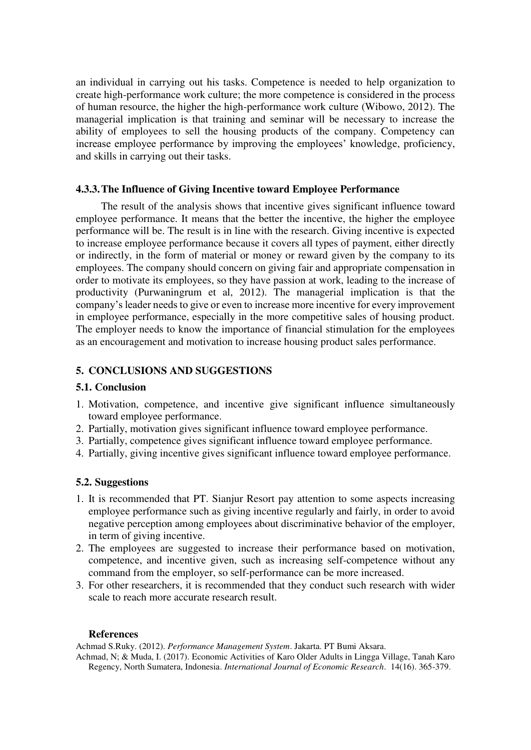an individual in carrying out his tasks. Competence is needed to help organization to create high-performance work culture; the more competence is considered in the process of human resource, the higher the high-performance work culture (Wibowo, 2012). The managerial implication is that training and seminar will be necessary to increase the ability of employees to sell the housing products of the company. Competency can increase employee performance by improving the employees' knowledge, proficiency, and skills in carrying out their tasks.

### 4.3.3. The Influence of Giving Incentive toward Employee Performance

The result of the analysis shows that incentive gives significant influence toward employee performance. It means that the better the incentive, the higher the employee performance will be. The result is in line with the research. Giving incentive is expected to increase employee performance because it covers all types of payment, either directly or indirectly, in the form of material or money or reward given by the company to its employees. The company should concern on giving fair and appropriate compensation in order to motivate its employees, so they have passion at work, leading to the increase of productivity (Purwaningrum et al, 2012). The managerial implication is that the company's leader needs to give or even to increase more incentive for every improvement in employee performance, especially in the more competitive sales of housing product. The employer needs to know the importance of financial stimulation for the employees as an encouragement and motivation to increase housing product sales performance.

## 5. CONCLUSIONS AND SUGGESTIONS

### 5.1. Conclusion

1. Motivation, competence, and incentive give significant influence simultaneously toward employee performance.
2. Partially, motivation gives significant influence toward employee performance.
3. Partially, competence gives significant influence toward employee performance.
4. Partially, giving incentive gives significant influence toward employee performance.

### 5.2. Suggestions

1. It is recommended that PT. Sianjur Resort pay attention to some aspects increasing employee performance such as giving incentive regularly and fairly, in order to avoid negative perception among employees about discriminative behavior of the employer, in term of giving incentive.
2. The employees are suggested to increase their performance based on motivation, competence, and incentive given, such as increasing self-competence without any command from the employer, so self-performance can be more increased.
3. For other researchers, it is recommended that they conduct such research with wider scale to reach more accurate research result.

**References**

Achmad S.Ruky. (2012). *Performance Management System*. Jakarta. PT Bumi Aksara.

Achmad, N; & Muda, I. (2017). Economic Activities of Karo Older Adults in Lingga Village, Tanah Karo Regency, North Sumatera, Indonesia. *International Journal of Economic Research*. 14(16). 365-379.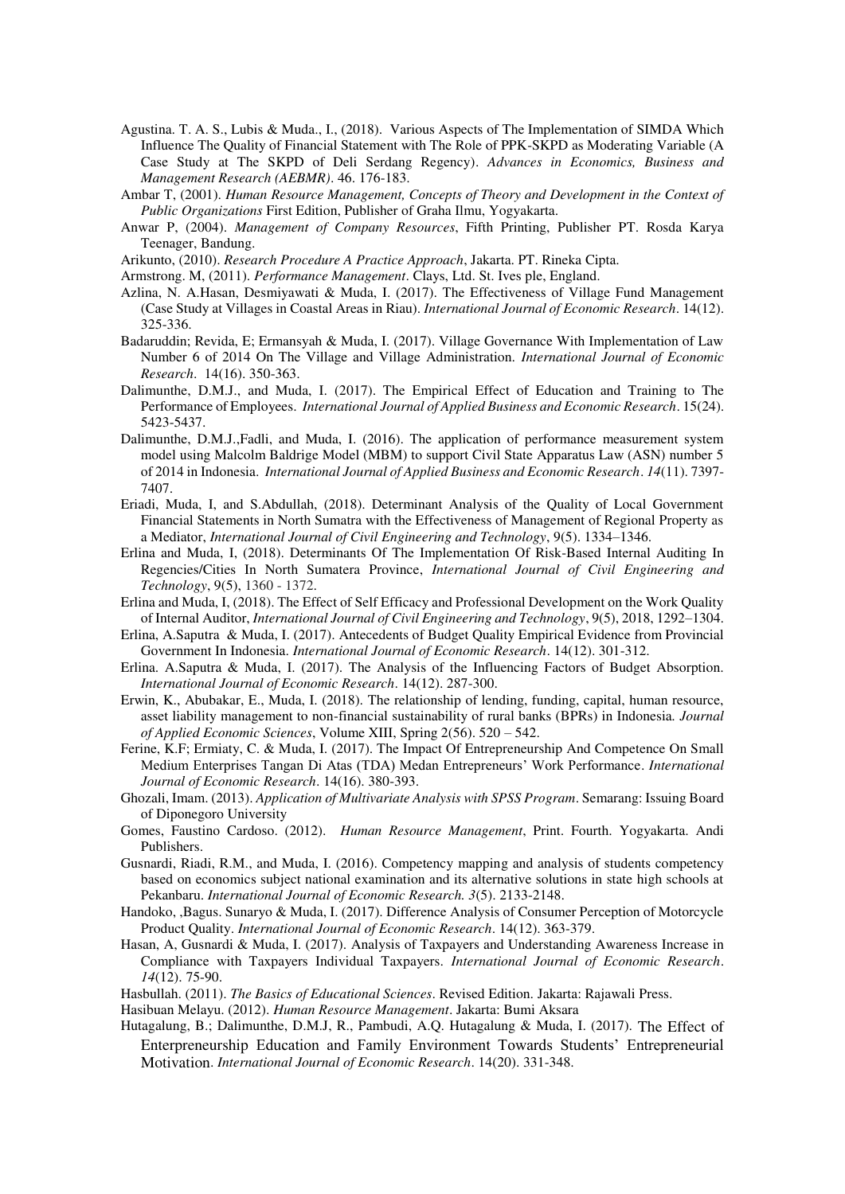Agustina. T. A. S., Lubis & Muda., I., (2018). Various Aspects of The Implementation of SIMDA Which Influence The Quality of Financial Statement with The Role of PPK-SKPD as Moderating Variable (A Case Study at The SKPD of Deli Serdang Regency). *Advances in Economics, Business and Management Research (AEBMR)*. 46. 176-183.

Ambar T, (2001). *Human Resource Management, Concepts of Theory and Development in the Context of Public Organizations* First Edition, Publisher of Graha Ilmu, Yogyakarta.

Anwar P, (2004). *Management of Company Resources*, Fifth Printing, Publisher PT. Rosda Karya Teenager, Bandung.

Arikunto, (2010). *Research Procedure A Practice Approach*, Jakarta. PT. Rineka Cipta.

Armstrong. M, (2011). *Performance Management*. Clays, Ltd. St. Ives ple, England.

Azlina, N. A.Hasan, Desmiyawati & Muda, I. (2017). The Effectiveness of Village Fund Management (Case Study at Villages in Coastal Areas in Riau). *International Journal of Economic Research*. 14(12). 325-336.

Badaruddin; Revida, E; Ermansyah & Muda, I. (2017). Village Governance With Implementation of Law Number 6 of 2014 On The Village and Village Administration. *International Journal of Economic Research*. 14(16). 350-363.

Dalimunthe, D.M.J., and Muda, I. (2017). The Empirical Effect of Education and Training to The Performance of Employees. *International Journal of Applied Business and Economic Research*. 15(24). 5423-5437.

Dalimunthe, D.M.J.,Fadli, and Muda, I. (2016). The application of performance measurement system model using Malcolm Baldrige Model (MBM) to support Civil State Apparatus Law (ASN) number 5 of 2014 in Indonesia. *International Journal of Applied Business and Economic Research*. *14*(11). 7397-7407.

Eriadi, Muda, I, and S.Abdullah, (2018). Determinant Analysis of the Quality of Local Government Financial Statements in North Sumatra with the Effectiveness of Management of Regional Property as a Mediator, *International Journal of Civil Engineering and Technology*, 9(5). 1334–1346.

Erlina and Muda, I, (2018). Determinants Of The Implementation Of Risk-Based Internal Auditing In Regencies/Cities In North Sumatera Province, *International Journal of Civil Engineering and Technology*, 9(5), 1360 - 1372.

Erlina and Muda, I, (2018). The Effect of Self Efficacy and Professional Development on the Work Quality of Internal Auditor, *International Journal of Civil Engineering and Technology*, 9(5), 2018, 1292–1304.

Erlina, A.Saputra & Muda, I. (2017). Antecedents of Budget Quality Empirical Evidence from Provincial Government In Indonesia. *International Journal of Economic Research*. 14(12). 301-312.

Erlina. A.Saputra & Muda, I. (2017). The Analysis of the Influencing Factors of Budget Absorption. *International Journal of Economic Research*. 14(12). 287-300.

Erwin, K., Abubakar, E., Muda, I. (2018). The relationship of lending, funding, capital, human resource, asset liability management to non-financial sustainability of rural banks (BPRs) in Indonesia. *Journal of Applied Economic Sciences*, Volume XIII, Spring 2(56). 520 – 542.

Ferine, K.F; Ermiaty, C. & Muda, I. (2017). The Impact Of Entrepreneurship And Competence On Small Medium Enterprises Tangan Di Atas (TDA) Medan Entrepreneurs' Work Performance. *International Journal of Economic Research*. 14(16). 380-393.

Ghozali, Imam. (2013). *Application of Multivariate Analysis with SPSS Program*. Semarang: Issuing Board of Diponegoro University

Gomes, Faustino Cardoso. (2012). *Human Resource Management*, Print. Fourth. Yogyakarta. Andi Publishers.

Gusnardi, Riadi, R.M., and Muda, I. (2016). Competency mapping and analysis of students competency based on economics subject national examination and its alternative solutions in state high schools at Pekanbaru. *International Journal of Economic Research. 3*(5). 2133-2148.

Handoko, ,Bagus. Sunaryo & Muda, I. (2017). Difference Analysis of Consumer Perception of Motorcycle Product Quality. *International Journal of Economic Research*. 14(12). 363-379.

Hasan, A, Gusnardi & Muda, I. (2017). Analysis of Taxpayers and Understanding Awareness Increase in Compliance with Taxpayers Individual Taxpayers. *International Journal of Economic Research*. *14*(12). 75-90.

Hasbullah. (2011). *The Basics of Educational Sciences*. Revised Edition. Jakarta: Rajawali Press.

Hasibuan Melayu. (2012). *Human Resource Management*. Jakarta: Bumi Aksara

Hutagalung, B.; Dalimunthe, D.M.J, R., Pambudi, A.Q. Hutagalung & Muda, I. (2017). The Effect of Enterpreneurship Education and Family Environment Towards Students' Entrepreneurial Motivation. *International Journal of Economic Research*. 14(20). 331-348.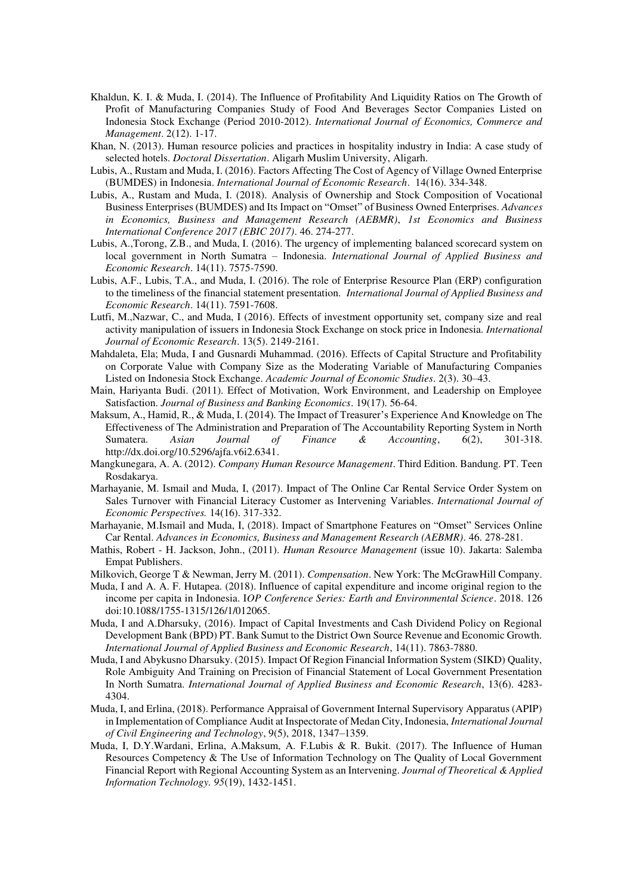Khaldun, K. I. & Muda, I. (2014). The Influence of Profitability And Liquidity Ratios on The Growth of Profit of Manufacturing Companies Study of Food And Beverages Sector Companies Listed on Indonesia Stock Exchange (Period 2010-2012). *International Journal of Economics, Commerce and Management*. 2(12). 1-17.

Khan, N. (2013). Human resource policies and practices in hospitality industry in India: A case study of selected hotels. *Doctoral Dissertation*. Aligarh Muslim University, Aligarh.

Lubis, A., Rustam and Muda, I. (2016). Factors Affecting The Cost of Agency of Village Owned Enterprise (BUMDES) in Indonesia. *International Journal of Economic Research*. 14(16). 334-348.

Lubis, A., Rustam and Muda, I. (2018). Analysis of Ownership and Stock Composition of Vocational Business Enterprises (BUMDES) and Its Impact on "Omset" of Business Owned Enterprises. *Advances in Economics, Business and Management Research (AEBMR)*, *1st Economics and Business International Conference 2017 (EBIC 2017)*. 46. 274-277.

Lubis, A.,Torong, Z.B., and Muda, I. (2016). The urgency of implementing balanced scorecard system on local government in North Sumatra – Indonesia. *International Journal of Applied Business and Economic Research*. 14(11). 7575-7590.

Lubis, A.F., Lubis, T.A., and Muda, I. (2016). The role of Enterprise Resource Plan (ERP) configuration to the timeliness of the financial statement presentation. *International Journal of Applied Business and Economic Research*. 14(11). 7591-7608.

Lutfi, M.,Nazwar, C., and Muda, I (2016). Effects of investment opportunity set, company size and real activity manipulation of issuers in Indonesia Stock Exchange on stock price in Indonesia. *International Journal of Economic Research*. 13(5). 2149-2161.

Mahdaleta, Ela; Muda, I and Gusnardi Muhammad. (2016). Effects of Capital Structure and Profitability on Corporate Value with Company Size as the Moderating Variable of Manufacturing Companies Listed on Indonesia Stock Exchange. *Academic Journal of Economic Studies*. 2(3). 30–43.

Main, Hariyanta Budi. (2011). Effect of Motivation, Work Environment, and Leadership on Employee Satisfaction. *Journal of Business and Banking Economics*. 19(17). 56-64.

Maksum, A., Hamid, R., & Muda, I. (2014). The Impact of Treasurer's Experience And Knowledge on The Effectiveness of The Administration and Preparation of The Accountability Reporting System in North Sumatera. *Asian Journal of Finance & Accounting*, 6(2), 301-318. http://dx.doi.org/10.5296/ajfa.v6i2.6341.

Mangkunegara, A. A. (2012). *Company Human Resource Management*. Third Edition. Bandung. PT. Teen Rosdakarya.

Marhayanie, M. Ismail and Muda, I, (2017). Impact of The Online Car Rental Service Order System on Sales Turnover with Financial Literacy Customer as Intervening Variables. *International Journal of Economic Perspectives.* 14(16). 317-332.

Marhayanie, M.Ismail and Muda, I, (2018). Impact of Smartphone Features on "Omset" Services Online Car Rental. *Advances in Economics, Business and Management Research (AEBMR)*. 46. 278-281.

Mathis, Robert - H. Jackson, John., (2011). *Human Resource Management* (issue 10). Jakarta: Salemba Empat Publishers.

Milkovich, George T & Newman, Jerry M. (2011). *Compensation*. New York: The McGrawHill Company.

Muda, I and A. A. F. Hutapea. (2018). Influence of capital expenditure and income original region to the income per capita in Indonesia. I*OP Conference Series: Earth and Environmental Science*. 2018. 126 doi:10.1088/1755-1315/126/1/012065.

Muda, I and A.Dharsuky, (2016). Impact of Capital Investments and Cash Dividend Policy on Regional Development Bank (BPD) PT. Bank Sumut to the District Own Source Revenue and Economic Growth. *International Journal of Applied Business and Economic Research*, 14(11). 7863-7880.

Muda, I and Abykusno Dharsuky. (2015). Impact Of Region Financial Information System (SIKD) Quality, Role Ambiguity And Training on Precision of Financial Statement of Local Government Presentation In North Sumatra. *International Journal of Applied Business and Economic Research*, 13(6). 4283-4304.

Muda, I, and Erlina, (2018). Performance Appraisal of Government Internal Supervisory Apparatus (APIP) in Implementation of Compliance Audit at Inspectorate of Medan City, Indonesia, *International Journal of Civil Engineering and Technology*, 9(5), 2018, 1347–1359.

Muda, I, D.Y.Wardani, Erlina, A.Maksum, A. F.Lubis & R. Bukit. (2017). The Influence of Human Resources Competency & The Use of Information Technology on The Quality of Local Government Financial Report with Regional Accounting System as an Intervening. *Journal of Theoretical & Applied Information Technology. 95*(19), 1432-1451.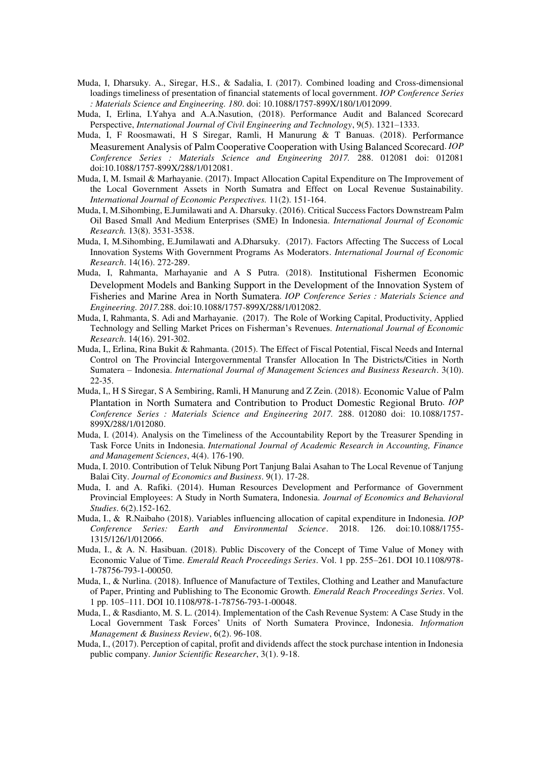Muda, I, Dharsuky. A., Siregar, H.S., & Sadalia, I. (2017). Combined loading and Cross-dimensional loadings timeliness of presentation of financial statements of local government. *IOP Conference Series : Materials Science and Engineering. 180*. doi: 10.1088/1757-899X/180/1/012099.

Muda, I, Erlina, I.Yahya and A.A.Nasution, (2018). Performance Audit and Balanced Scorecard Perspective, *International Journal of Civil Engineering and Technology*, 9(5). 1321–1333.

Muda, I, F Roosmawati, H S Siregar, Ramli, H Manurung & T Banuas. (2018). Performance Measurement Analysis of Palm Cooperative Cooperation with Using Balanced Scorecard. *IOP Conference Series : Materials Science and Engineering 2017.* 288. 012081 doi: 012081 doi:10.1088/1757-899X/288/1/012081.

Muda, I, M. Ismail & Marhayanie. (2017). Impact Allocation Capital Expenditure on The Improvement of the Local Government Assets in North Sumatra and Effect on Local Revenue Sustainability. *International Journal of Economic Perspectives.* 11(2). 151-164.

Muda, I, M.Sihombing, E.Jumilawati and A. Dharsuky. (2016). Critical Success Factors Downstream Palm Oil Based Small And Medium Enterprises (SME) In Indonesia. *International Journal of Economic Research.* 13(8). 3531-3538.

Muda, I, M.Sihombing, E.Jumilawati and A.Dharsuky. (2017). Factors Affecting The Success of Local Innovation Systems With Government Programs As Moderators. *International Journal of Economic Research*. 14(16). 272-289.

Muda, I, Rahmanta, Marhayanie and A S Putra. (2018). Institutional Fishermen Economic Development Models and Banking Support in the Development of the Innovation System of Fisheries and Marine Area in North Sumatera. *IOP Conference Series : Materials Science and Engineering. 2017.*288. doi:10.1088/1757-899X/288/1/012082.

Muda, I, Rahmanta, S. Adi and Marhayanie. (2017). The Role of Working Capital, Productivity, Applied Technology and Selling Market Prices on Fisherman's Revenues. *International Journal of Economic Research*. 14(16). 291-302.

Muda, I,, Erlina, Rina Bukit & Rahmanta. (2015). The Effect of Fiscal Potential, Fiscal Needs and Internal Control on The Provincial Intergovernmental Transfer Allocation In The Districts/Cities in North Sumatera – Indonesia. *International Journal of Management Sciences and Business Research*. 3(10). 22-35.

Muda, I,, H S Siregar, S A Sembiring, Ramli, H Manurung and Z Zein. (2018). Economic Value of Palm Plantation in North Sumatera and Contribution to Product Domestic Regional Bruto. *IOP Conference Series : Materials Science and Engineering 2017.* 288. 012080 doi: 10.1088/1757-899X/288/1/012080.

Muda, I. (2014). Analysis on the Timeliness of the Accountability Report by the Treasurer Spending in Task Force Units in Indonesia. *International Journal of Academic Research in Accounting, Finance and Management Sciences*, 4(4). 176-190.

Muda, I. 2010. Contribution of Teluk Nibung Port Tanjung Balai Asahan to The Local Revenue of Tanjung Balai City. *Journal of Economics and Business*. 9(1). 17-28.

Muda, I. and A. Rafiki. (2014). Human Resources Development and Performance of Government Provincial Employees: A Study in North Sumatera, Indonesia. *Journal of Economics and Behavioral Studies*. 6(2).152-162.

Muda, I., & R.Naibaho (2018). Variables influencing allocation of capital expenditure in Indonesia. *IOP Conference Series: Earth and Environmental Science*. 2018. 126. doi:10.1088/1755-1315/126/1/012066.

Muda, I., & A. N. Hasibuan. (2018). Public Discovery of the Concept of Time Value of Money with Economic Value of Time. *Emerald Reach Proceedings Series*. Vol. 1 pp. 255–261. DOI 10.1108/978-1-78756-793-1-00050.

Muda, I., & Nurlina. (2018). Influence of Manufacture of Textiles, Clothing and Leather and Manufacture of Paper, Printing and Publishing to The Economic Growth. *Emerald Reach Proceedings Series*. Vol. 1 pp. 105–111. DOI 10.1108/978-1-78756-793-1-00048.

Muda, I., & Rasdianto, M. S. L. (2014). Implementation of the Cash Revenue System: A Case Study in the Local Government Task Forces' Units of North Sumatera Province, Indonesia. *Information Management & Business Review*, 6(2). 96-108.

Muda, I., (2017). Perception of capital, profit and dividends affect the stock purchase intention in Indonesia public company. *Junior Scientific Researcher*, 3(1). 9-18.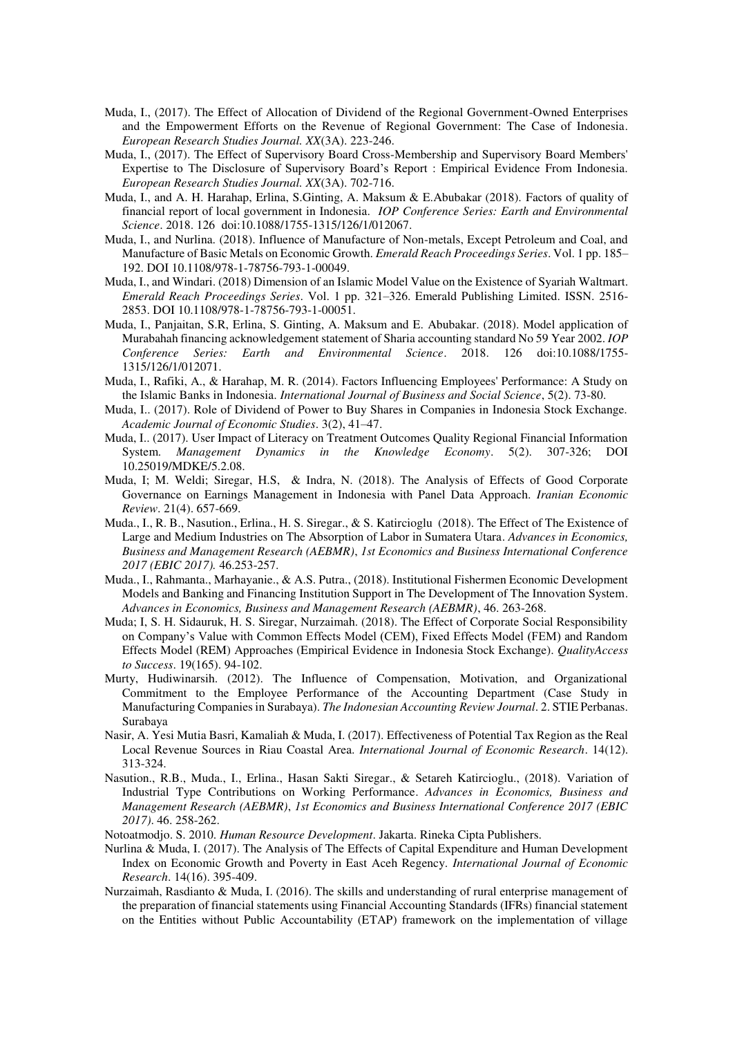Muda, I., (2017). The Effect of Allocation of Dividend of the Regional Government-Owned Enterprises and the Empowerment Efforts on the Revenue of Regional Government: The Case of Indonesia. *European Research Studies Journal. XX*(3A). 223-246.

Muda, I., (2017). The Effect of Supervisory Board Cross-Membership and Supervisory Board Members' Expertise to The Disclosure of Supervisory Board's Report : Empirical Evidence From Indonesia. *European Research Studies Journal. XX*(3A). 702-716.

Muda, I., and A. H. Harahap, Erlina, S.Ginting, A. Maksum & E.Abubakar (2018). Factors of quality of financial report of local government in Indonesia. *IOP Conference Series: Earth and Environmental Science*. 2018. 126 doi:10.1088/1755-1315/126/1/012067.

Muda, I., and Nurlina. (2018). Influence of Manufacture of Non-metals, Except Petroleum and Coal, and Manufacture of Basic Metals on Economic Growth. *Emerald Reach Proceedings Series*. Vol. 1 pp. 185–192. DOI 10.1108/978-1-78756-793-1-00049.

Muda, I., and Windari. (2018) Dimension of an Islamic Model Value on the Existence of Syariah Waltmart. *Emerald Reach Proceedings Series*. Vol. 1 pp. 321–326. Emerald Publishing Limited. ISSN. 2516-2853. DOI 10.1108/978-1-78756-793-1-00051.

Muda, I., Panjaitan, S.R, Erlina, S. Ginting, A. Maksum and E. Abubakar. (2018). Model application of Murabahah financing acknowledgement statement of Sharia accounting standard No 59 Year 2002. *IOP Conference Series: Earth and Environmental Science*. 2018. 126 doi:10.1088/1755-1315/126/1/012071.

Muda, I., Rafiki, A., & Harahap, M. R. (2014). Factors Influencing Employees' Performance: A Study on the Islamic Banks in Indonesia. *International Journal of Business and Social Science*, 5(2). 73-80.

Muda, I.. (2017). Role of Dividend of Power to Buy Shares in Companies in Indonesia Stock Exchange. *Academic Journal of Economic Studies*. 3(2), 41–47.

Muda, I.. (2017). User Impact of Literacy on Treatment Outcomes Quality Regional Financial Information System. *Management Dynamics in the Knowledge Economy*. 5(2). 307-326; DOI 10.25019/MDKE/5.2.08.

Muda, I; M. Weldi; Siregar, H.S, & Indra, N. (2018). The Analysis of Effects of Good Corporate Governance on Earnings Management in Indonesia with Panel Data Approach. *Iranian Economic Review*. 21(4). 657-669.

Muda., I., R. B., Nasution., Erlina., H. S. Siregar., & S. Katircioglu (2018). The Effect of The Existence of Large and Medium Industries on The Absorption of Labor in Sumatera Utara. *Advances in Economics, Business and Management Research (AEBMR)*, *1st Economics and Business International Conference 2017 (EBIC 2017).* 46.253-257.

Muda., I., Rahmanta., Marhayanie., & A.S. Putra., (2018). Institutional Fishermen Economic Development Models and Banking and Financing Institution Support in The Development of The Innovation System. *Advances in Economics, Business and Management Research (AEBMR)*, 46. 263-268.

Muda; I, S. H. Sidauruk, H. S. Siregar, Nurzaimah. (2018). The Effect of Corporate Social Responsibility on Company's Value with Common Effects Model (CEM), Fixed Effects Model (FEM) and Random Effects Model (REM) Approaches (Empirical Evidence in Indonesia Stock Exchange). *QualityAccess to Success*. 19(165). 94-102.

Murty, Hudiwinarsih. (2012). The Influence of Compensation, Motivation, and Organizational Commitment to the Employee Performance of the Accounting Department (Case Study in Manufacturing Companies in Surabaya). *The Indonesian Accounting Review Journal*. 2. STIE Perbanas. Surabaya

Nasir, A. Yesi Mutia Basri, Kamaliah & Muda, I. (2017). Effectiveness of Potential Tax Region as the Real Local Revenue Sources in Riau Coastal Area. *International Journal of Economic Research*. 14(12). 313-324.

Nasution., R.B., Muda., I., Erlina., Hasan Sakti Siregar., & Setareh Katircioglu., (2018). Variation of Industrial Type Contributions on Working Performance. *Advances in Economics, Business and Management Research (AEBMR)*, *1st Economics and Business International Conference 2017 (EBIC 2017)*. 46. 258-262.

Notoatmodjo. S. 2010. *Human Resource Development*. Jakarta. Rineka Cipta Publishers.

Nurlina & Muda, I. (2017). The Analysis of The Effects of Capital Expenditure and Human Development Index on Economic Growth and Poverty in East Aceh Regency. *International Journal of Economic Research*. 14(16). 395-409.

Nurzaimah, Rasdianto & Muda, I. (2016). The skills and understanding of rural enterprise management of the preparation of financial statements using Financial Accounting Standards (IFRs) financial statement on the Entities without Public Accountability (ETAP) framework on the implementation of village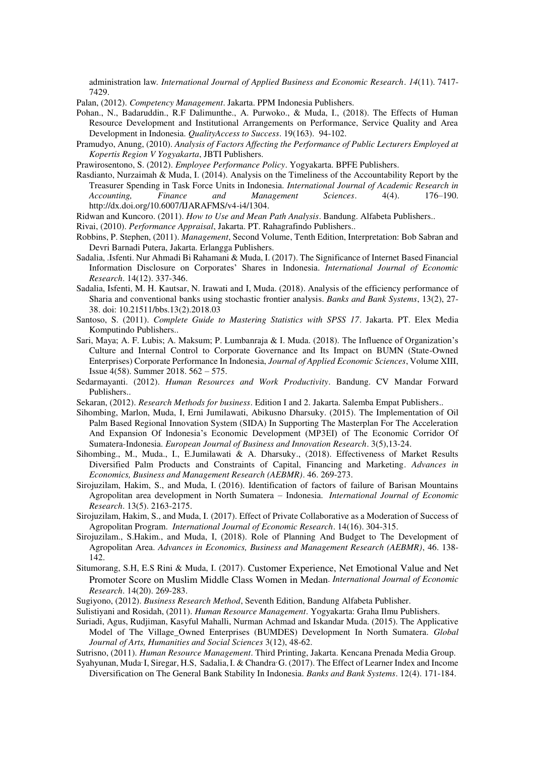administration law. *International Journal of Applied Business and Economic Research*. *14*(11). 7417-7429.

Palan, (2012). *Competency Management*. Jakarta. PPM Indonesia Publishers.

Pohan., N., Badaruddin., R.F Dalimunthe., A. Purwoko., & Muda, I., (2018). The Effects of Human Resource Development and Institutional Arrangements on Performance, Service Quality and Area Development in Indonesia. *QualityAccess to Success*. 19(163). 94-102.

Pramudyo, Anung, (2010). *Analysis of Factors Affecting the Performance of Public Lecturers Employed at Kopertis Region V Yogyakarta*, JBTI Publishers.

Prawirosentono, S. (2012). *Employee Performance Policy*. Yogyakarta. BPFE Publishers.

Rasdianto, Nurzaimah & Muda, I. (2014). Analysis on the Timeliness of the Accountability Report by the Treasurer Spending in Task Force Units in Indonesia. *International Journal of Academic Research in Accounting, Finance and Management Sciences*. 4(4). 176–190. http://dx.doi.org/10.6007/IJARAFMS/v4-i4/1304.

Ridwan and Kuncoro. (2011). *How to Use and Mean Path Analysis*. Bandung. Alfabeta Publishers..

Rivai, (2010). *Performance Appraisal*, Jakarta. PT. Rahagrafindo Publishers..

Robbins, P. Stephen, (2011). *Management*, Second Volume, Tenth Edition, Interpretation: Bob Sabran and Devri Barnadi Putera, Jakarta. Erlangga Publishers.

Sadalia, .Isfenti. Nur Ahmadi Bi Rahamani & Muda, I. (2017). The Significance of Internet Based Financial Information Disclosure on Corporates' Shares in Indonesia. *International Journal of Economic Research*. 14(12). 337-346.

Sadalia, Isfenti, M. H. Kautsar, N. Irawati and I, Muda. (2018). Analysis of the efficiency performance of Sharia and conventional banks using stochastic frontier analysis. *Banks and Bank Systems*, 13(2), 27-38. doi: 10.21511/bbs.13(2).2018.03

Santoso, S. (2011). *Complete Guide to Mastering Statistics with SPSS 17*. Jakarta. PT. Elex Media Komputindo Publishers..

Sari, Maya; A. F. Lubis; A. Maksum; P. Lumbanraja & I. Muda. (2018). The Influence of Organization's Culture and Internal Control to Corporate Governance and Its Impact on BUMN (State-Owned Enterprises) Corporate Performance In Indonesia, *Journal of Applied Economic Sciences*, Volume XIII, Issue 4(58). Summer 2018. 562 – 575.

Sedarmayanti. (2012). *Human Resources and Work Productivity*. Bandung. CV Mandar Forward Publishers..

Sekaran, (2012). *Research Methods for business*. Edition I and 2. Jakarta. Salemba Empat Publishers..

Sihombing, Marlon, Muda, I, Erni Jumilawati, Abikusno Dharsuky. (2015). The Implementation of Oil Palm Based Regional Innovation System (SIDA) In Supporting The Masterplan For The Acceleration And Expansion Of Indonesia's Economic Development (MP3EI) of The Economic Corridor Of Sumatera-Indonesia. *European Journal of Business and Innovation Research*. 3(5),13-24.

Sihombing., M., Muda., I., E.Jumilawati & A. Dharsuky., (2018). Effectiveness of Market Results Diversified Palm Products and Constraints of Capital, Financing and Marketing. *Advances in Economics, Business and Management Research (AEBMR)*. 46. 269-273.

Sirojuzilam, Hakim, S., and Muda, I. (2016). Identification of factors of failure of Barisan Mountains Agropolitan area development in North Sumatera – Indonesia. *International Journal of Economic Research*. 13(5). 2163-2175.

Sirojuzilam, Hakim, S., and Muda, I. (2017). Effect of Private Collaborative as a Moderation of Success of Agropolitan Program. *International Journal of Economic Research*. 14(16). 304-315.

Sirojuzilam., S.Hakim., and Muda, I, (2018). Role of Planning And Budget to The Development of Agropolitan Area. *Advances in Economics, Business and Management Research (AEBMR)*, 46. 138-142.

Situmorang, S.H, E.S Rini & Muda, I. (2017). Customer Experience, Net Emotional Value and Net Promoter Score on Muslim Middle Class Women in Medan. *International Journal of Economic Research*. 14(20). 269-283.

Sugiyono, (2012). *Business Research Method*, Seventh Edition, Bandung Alfabeta Publisher.

Sulistiyani and Rosidah, (2011). *Human Resource Management*. Yogyakarta: Graha Ilmu Publishers.

Suriadi, Agus, Rudjiman, Kasyful Mahalli, Nurman Achmad and Iskandar Muda. (2015). The Applicative Model of The Village_Owned Enterprises (BUMDES) Development In North Sumatera. *Global Journal of Arts, Humanities and Social Sciences* 3(12), 48-62.

Sutrisno, (2011). *Human Resource Management*. Third Printing, Jakarta. Kencana Prenada Media Group.

Syahyunan, Muda, I, Siregar, H.S, Sadalia, I. & Chandra, G. (2017). The Effect of Learner Index and Income Diversification on The General Bank Stability In Indonesia. *Banks and Bank Systems*. 12(4). 171-184.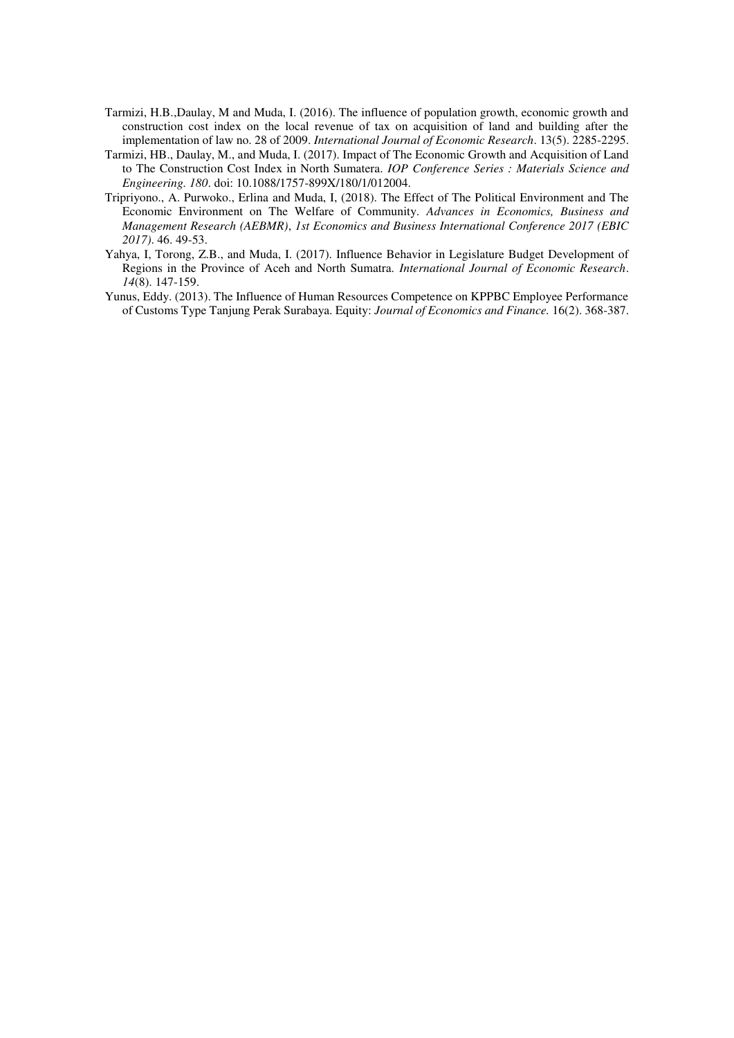Tarmizi, H.B.,Daulay, M and Muda, I. (2016). The influence of population growth, economic growth and construction cost index on the local revenue of tax on acquisition of land and building after the implementation of law no. 28 of 2009. *International Journal of Economic Research*. 13(5). 2285-2295.

Tarmizi, HB., Daulay, M., and Muda, I. (2017). Impact of The Economic Growth and Acquisition of Land to The Construction Cost Index in North Sumatera. *IOP Conference Series : Materials Science and Engineering. 180*. doi: 10.1088/1757-899X/180/1/012004.

Tripriyono., A. Purwoko., Erlina and Muda, I, (2018). The Effect of The Political Environment and The Economic Environment on The Welfare of Community. *Advances in Economics, Business and Management Research (AEBMR)*, *1st Economics and Business International Conference 2017 (EBIC 2017)*. 46. 49-53.

Yahya, I, Torong, Z.B., and Muda, I. (2017). Influence Behavior in Legislature Budget Development of Regions in the Province of Aceh and North Sumatra. *International Journal of Economic Research*. *14*(8). 147-159.

Yunus, Eddy. (2013). The Influence of Human Resources Competence on KPPBC Employee Performance of Customs Type Tanjung Perak Surabaya. Equity: *Journal of Economics and Finance.* 16(2). 368-387.